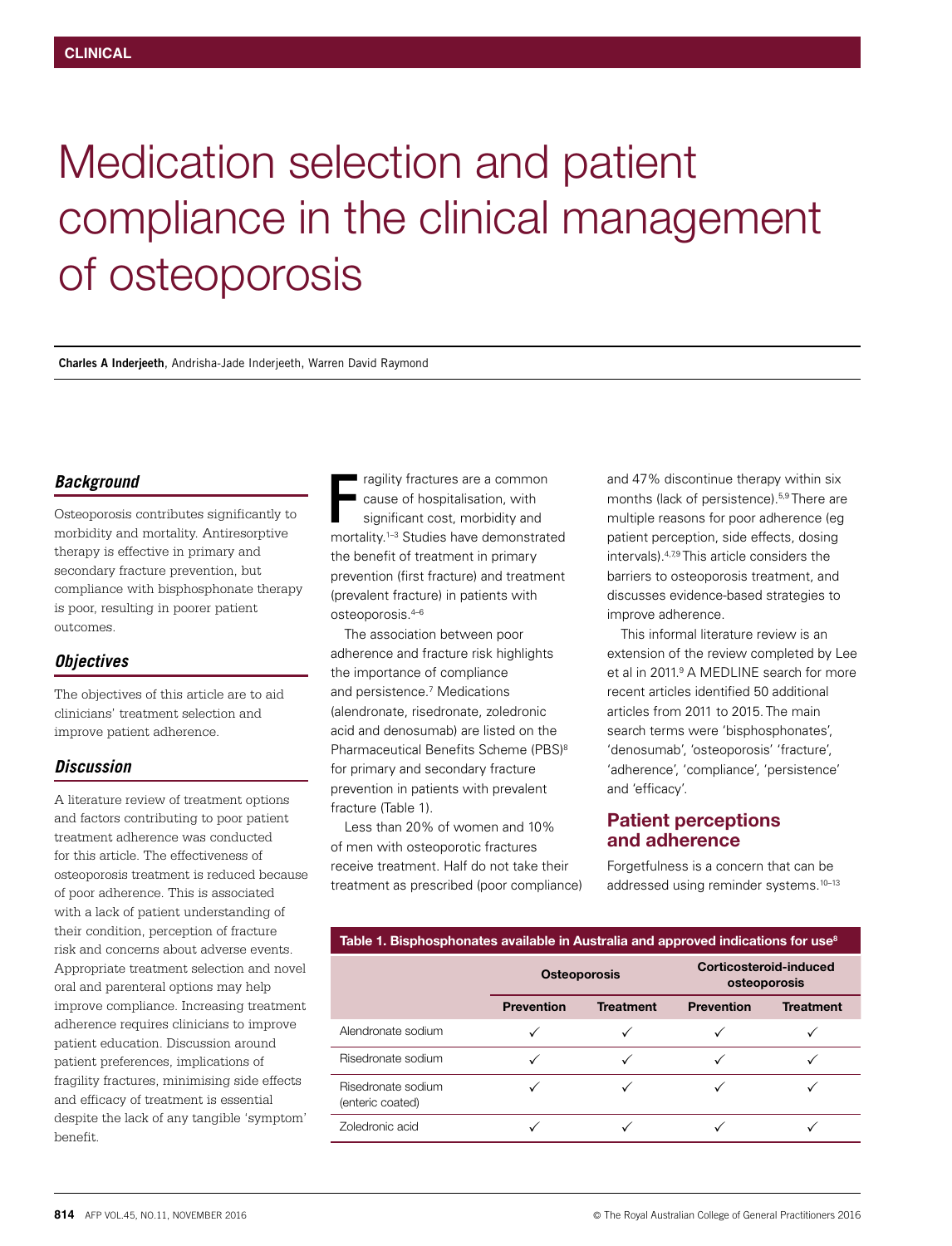CLINICAL

# Medication selection and patient compliance in the clinical management of osteoporosis

**Charles A Inderjeeth**, Andrisha-Jade Inderjeeth, Warren David Raymond

### *Background*

Osteoporosis contributes significantly to morbidity and mortality. Antiresorptive therapy is effective in primary and secondary fracture prevention, but compliance with bisphosphonate therapy is poor, resulting in poorer patient outcomes.

### *Objectives*

The objectives of this article are to aid clinicians' treatment selection and improve patient adherence.

### *Discussion*

A literature review of treatment options and factors contributing to poor patient treatment adherence was conducted for this article. The effectiveness of osteoporosis treatment is reduced because of poor adherence. This is associated with a lack of patient understanding of their condition, perception of fracture risk and concerns about adverse events. Appropriate treatment selection and novel oral and parenteral options may help improve compliance. Increasing treatment adherence requires clinicians to improve patient education. Discussion around patient preferences, implications of fragility fractures, minimising side effects and efficacy of treatment is essential despite the lack of any tangible 'symptom' benefit.

Fragility fractures are a common cause of hospitalisation, with significant cost, morbidity and mortality.[1–3] Studies have demonstrated the benefit of treatment in primary prevention (first fracture) and treatment (prevalent fracture) in patients with osteoporosis.[4–6]

The association between poor adherence and fracture risk highlights the importance of compliance and persistence.[7] Medications (alendronate, risedronate, zoledronic acid and denosumab) are listed on the Pharmaceutical Benefits Scheme (PBS)[8] for primary and secondary fracture prevention in patients with prevalent fracture (Table 1).

Less than 20% of women and 10% of men with osteoporotic fractures receive treatment. Half do not take their treatment as prescribed (poor compliance) and 47% discontinue therapy within six months (lack of persistence).[5,9] There are multiple reasons for poor adherence (eg patient perception, side effects, dosing intervals).[4,7,9] This article considers the barriers to osteoporosis treatment, and discusses evidence-based strategies to improve adherence.

This informal literature review is an extension of the review completed by Lee et al in 2011.[9] A MEDLINE search for more recent articles identified 50 additional articles from 2011 to 2015. The main search terms were 'bisphosphonates', 'denosumab', 'osteoporosis' 'fracture', 'adherence', 'compliance', 'persistence' and 'efficacy'.

## Patient perceptions and adherence

Forgetfulness is a concern that can be addressed using reminder systems.[10–13]

**Table 1. Bisphosphonates available in Australia and approved indications for use[8]**

| | Osteoporosis | | Corticosteroid-induced osteoporosis | |
|---|---|---|---|---|
| | **Prevention** | **Treatment** | **Prevention** | **Treatment** |
| Alendronate sodium | ✓ | ✓ | ✓ | ✓ |
| Risedronate sodium | ✓ | ✓ | ✓ | ✓ |
| Risedronate sodium (enteric coated) | ✓ | ✓ | ✓ | ✓ |
| Zoledronic acid | ✓ | ✓ | ✓ | ✓ |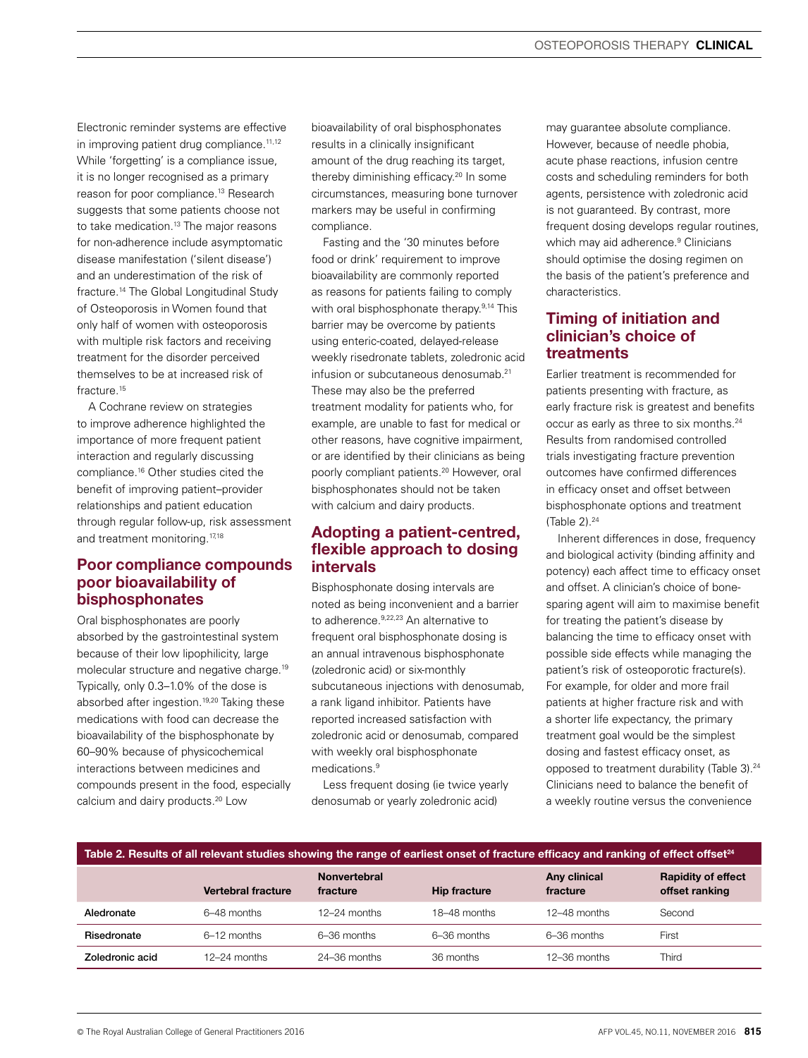Electronic reminder systems are effective in improving patient drug compliance.[11,12] While 'forgetting' is a compliance issue, it is no longer recognised as a primary reason for poor compliance.[13] Research suggests that some patients choose not to take medication.[13] The major reasons for non-adherence include asymptomatic disease manifestation ('silent disease') and an underestimation of the risk of fracture.[14] The Global Longitudinal Study of Osteoporosis in Women found that only half of women with osteoporosis with multiple risk factors and receiving treatment for the disorder perceived themselves to be at increased risk of fracture.[15]

A Cochrane review on strategies to improve adherence highlighted the importance of more frequent patient interaction and regularly discussing compliance.[16] Other studies cited the benefit of improving patient–provider relationships and patient education through regular follow-up, risk assessment and treatment monitoring.[17,18]

## Poor compliance compounds poor bioavailability of bisphosphonates

Oral bisphosphonates are poorly absorbed by the gastrointestinal system because of their low lipophilicity, large molecular structure and negative charge.[19] Typically, only 0.3–1.0% of the dose is absorbed after ingestion.[19,20] Taking these medications with food can decrease the bioavailability of the bisphosphonate by 60–90% because of physicochemical interactions between medicines and compounds present in the food, especially calcium and dairy products.[20] Low bioavailability of oral bisphosphonates results in a clinically insignificant amount of the drug reaching its target, thereby diminishing efficacy.[20] In some circumstances, measuring bone turnover markers may be useful in confirming compliance.

Fasting and the '30 minutes before food or drink' requirement to improve bioavailability are commonly reported as reasons for patients failing to comply with oral bisphosphonate therapy.[9,14] This barrier may be overcome by patients using enteric-coated, delayed-release weekly risedronate tablets, zoledronic acid infusion or subcutaneous denosumab.[21] These may also be the preferred treatment modality for patients who, for example, are unable to fast for medical or other reasons, have cognitive impairment, or are identified by their clinicians as being poorly compliant patients.[20] However, oral bisphosphonates should not be taken with calcium and dairy products.

## Adopting a patient-centred, flexible approach to dosing intervals

Bisphosphonate dosing intervals are noted as being inconvenient and a barrier to adherence.[9,22,23] An alternative to frequent oral bisphosphonate dosing is an annual intravenous bisphosphonate (zoledronic acid) or six-monthly subcutaneous injections with denosumab, a rank ligand inhibitor. Patients have reported increased satisfaction with zoledronic acid or denosumab, compared with weekly oral bisphosphonate medications.[9]

Less frequent dosing (ie twice yearly denosumab or yearly zoledronic acid) may guarantee absolute compliance. However, because of needle phobia, acute phase reactions, infusion centre costs and scheduling reminders for both agents, persistence with zoledronic acid is not guaranteed. By contrast, more frequent dosing develops regular routines, which may aid adherence.[9] Clinicians should optimise the dosing regimen on the basis of the patient's preference and characteristics.

## Timing of initiation and clinician's choice of treatments

Earlier treatment is recommended for patients presenting with fracture, as early fracture risk is greatest and benefits occur as early as three to six months.[24] Results from randomised controlled trials investigating fracture prevention outcomes have confirmed differences in efficacy onset and offset between bisphosphonate options and treatment (Table 2).[24]

Inherent differences in dose, frequency and biological activity (binding affinity and potency) each affect time to efficacy onset and offset. A clinician's choice of bone-sparing agent will aim to maximise benefit for treating the patient's disease by balancing the time to efficacy onset with possible side effects while managing the patient's risk of osteoporotic fracture(s). For example, for older and more frail patients at higher fracture risk and with a shorter life expectancy, the primary treatment goal would be the simplest dosing and fastest efficacy onset, as opposed to treatment durability (Table 3).[24] Clinicians need to balance the benefit of a weekly routine versus the convenience

**Table 2. Results of all relevant studies showing the range of earliest onset of fracture efficacy and ranking of effect offset[24]**

| | Vertebral fracture | Nonvertebral fracture | Hip fracture | Any clinical fracture | Rapidity of effect offset ranking |
|---|---|---|---|---|---|
| Aledronate | 6–48 months | 12–24 months | 18–48 months | 12–48 months | Second |
| Risedronate | 6–12 months | 6–36 months | 6–36 months | 6–36 months | First |
| Zoledronic acid | 12–24 months | 24–36 months | 36 months | 12–36 months | Third |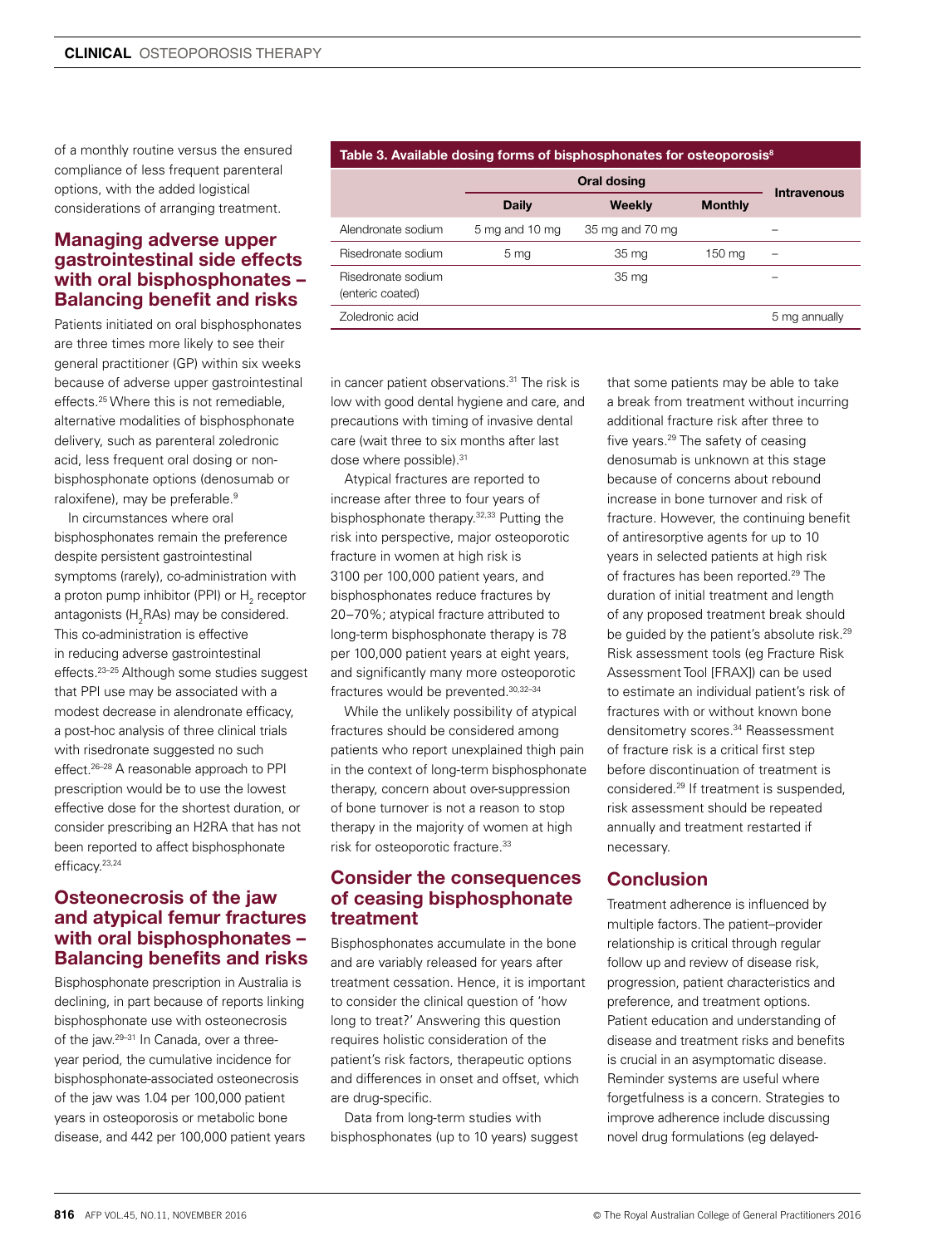of a monthly routine versus the ensured compliance of less frequent parenteral options, with the added logistical considerations of arranging treatment.

## Managing adverse upper gastrointestinal side effects with oral bisphosphonates – Balancing benefit and risks

Patients initiated on oral bisphosphonates are three times more likely to see their general practitioner (GP) within six weeks because of adverse upper gastrointestinal effects.[25] Where this is not remediable, alternative modalities of bisphosphonate delivery, such as parenteral zoledronic acid, less frequent oral dosing or non-bisphosphonate options (denosumab or raloxifene), may be preferable.[9]

In circumstances where oral bisphosphonates remain the preference despite persistent gastrointestinal symptoms (rarely), co-administration with a proton pump inhibitor (PPI) or $H_2$ receptor antagonists ($H_2$RAs) may be considered. This co-administration is effective in reducing adverse gastrointestinal effects.[23–25] Although some studies suggest that PPI use may be associated with a modest decrease in alendronate efficacy, a post-hoc analysis of three clinical trials with risedronate suggested no such effect.[26–28] A reasonable approach to PPI prescription would be to use the lowest effective dose for the shortest duration, or consider prescribing an H2RA that has not been reported to affect bisphosphonate efficacy.[23,24]

**Table 3. Available dosing forms of bisphosphonates for osteoporosis[8]**

| | Oral dosing | | | Intravenous |
|---|---|---|---|---|
| | Daily | Weekly | Monthly | |
| Alendronate sodium | 5 mg and 10 mg | 35 mg and 70 mg | | – |
| Risedronate sodium | 5 mg | 35 mg | 150 mg | – |
| Risedronate sodium (enteric coated) | | 35 mg | | – |
| Zoledronic acid | | | | 5 mg annually |

## Osteonecrosis of the jaw and atypical femur fractures with oral bisphosphonates – Balancing benefits and risks

Bisphosphonate prescription in Australia is declining, in part because of reports linking bisphosphonate use with osteonecrosis of the jaw.[29–31] In Canada, over a three-year period, the cumulative incidence for bisphosphonate-associated osteonecrosis of the jaw was 1.04 per 100,000 patient years in osteoporosis or metabolic bone disease, and 442 per 100,000 patient years in cancer patient observations.[31] The risk is low with good dental hygiene and care, and precautions with timing of invasive dental care (wait three to six months after last dose where possible).[31]

Atypical fractures are reported to increase after three to four years of bisphosphonate therapy.[32,33] Putting the risk into perspective, major osteoporotic fracture in women at high risk is 3100 per 100,000 patient years, and bisphosphonates reduce fractures by 20–70%; atypical fracture attributed to long-term bisphosphonate therapy is 78 per 100,000 patient years at eight years, and significantly many more osteoporotic fractures would be prevented.[30,32–34]

While the unlikely possibility of atypical fractures should be considered among patients who report unexplained thigh pain in the context of long-term bisphosphonate therapy, concern about over-suppression of bone turnover is not a reason to stop therapy in the majority of women at high risk for osteoporotic fracture.[33]

## Consider the consequences of ceasing bisphosphonate treatment

Bisphosphonates accumulate in the bone and are variably released for years after treatment cessation. Hence, it is important to consider the clinical question of 'how long to treat?' Answering this question requires holistic consideration of the patient's risk factors, therapeutic options and differences in onset and offset, which are drug-specific.

Data from long-term studies with bisphosphonates (up to 10 years) suggest that some patients may be able to take a break from treatment without incurring additional fracture risk after three to five years.[29] The safety of ceasing denosumab is unknown at this stage because of concerns about rebound increase in bone turnover and risk of fracture. However, the continuing benefit of antiresorptive agents for up to 10 years in selected patients at high risk of fractures has been reported.[29] The duration of initial treatment and length of any proposed treatment break should be guided by the patient's absolute risk.[29] Risk assessment tools (eg Fracture Risk Assessment Tool [FRAX]) can be used to estimate an individual patient's risk of fractures with or without known bone densitometry scores.[34] Reassessment of fracture risk is a critical first step before discontinuation of treatment is considered.[29] If treatment is suspended, risk assessment should be repeated annually and treatment restarted if necessary.

## Conclusion

Treatment adherence is influenced by multiple factors. The patient–provider relationship is critical through regular follow up and review of disease risk, progression, patient characteristics and preference, and treatment options. Patient education and understanding of disease and treatment risks and benefits is crucial in an asymptomatic disease. Reminder systems are useful where forgetfulness is a concern. Strategies to improve adherence include discussing novel drug formulations (eg delayed-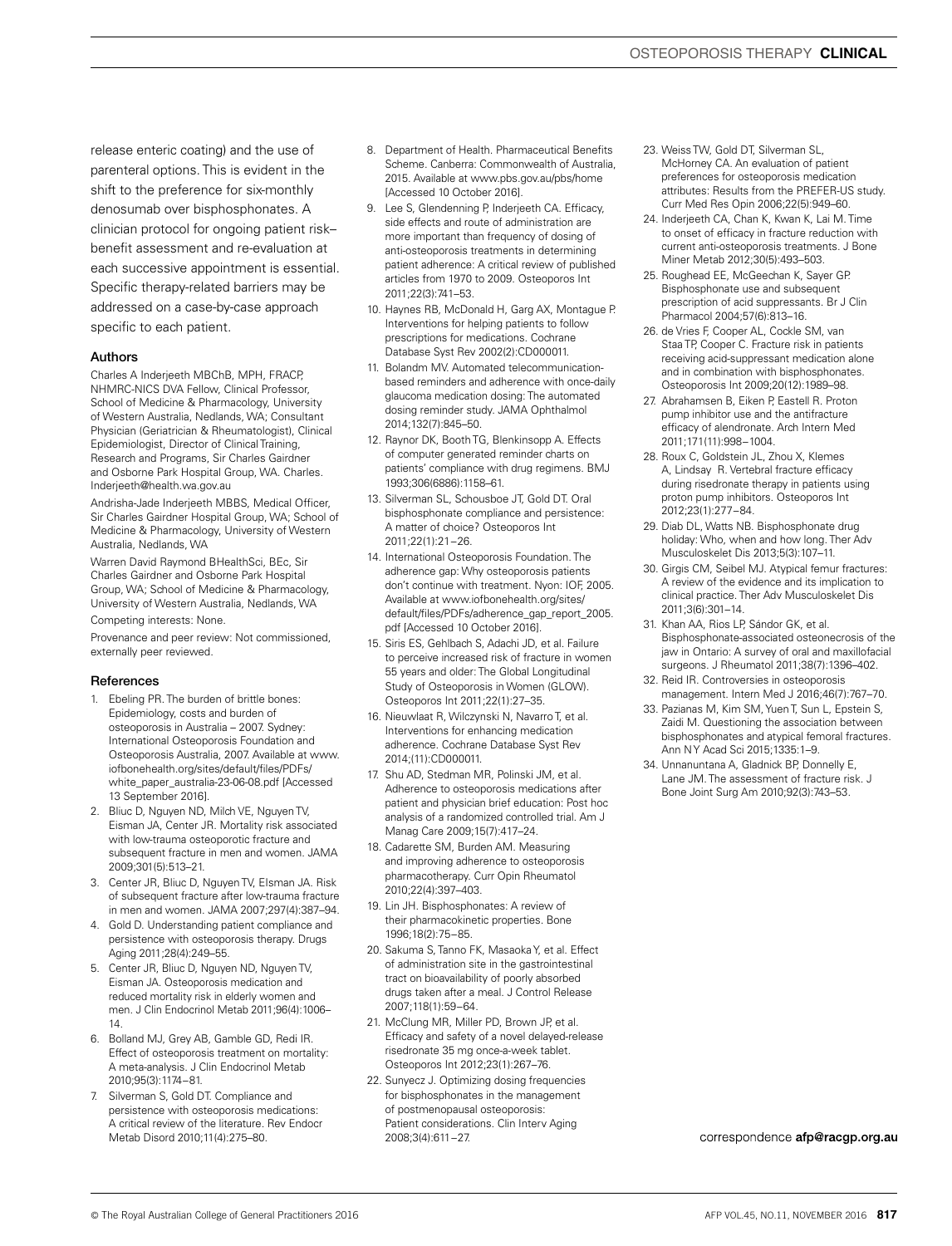release enteric coating) and the use of parenteral options. This is evident in the shift to the preference for six-monthly denosumab over bisphosphonates. A clinician protocol for ongoing patient risk–benefit assessment and re-evaluation at each successive appointment is essential. Specific therapy-related barriers may be addressed on a case-by-case approach specific to each patient.

### Authors

Charles A Inderjeeth MBChB, MPH, FRACP, NHMRC-NICS DVA Fellow, Clinical Professor, School of Medicine & Pharmacology, University of Western Australia, Nedlands, WA; Consultant Physician (Geriatrician & Rheumatologist), Clinical Epidemiologist, Director of Clinical Training, Research and Programs, Sir Charles Gairdner and Osborne Park Hospital Group, WA. Charles.Inderjeeth@health.wa.gov.au

Andrisha-Jade Inderjeeth MBBS, Medical Officer, Sir Charles Gairdner Hospital Group, WA; School of Medicine & Pharmacology, University of Western Australia, Nedlands, WA

Warren David Raymond BHealthSci, BEc, Sir Charles Gairdner and Osborne Park Hospital Group, WA; School of Medicine & Pharmacology, University of Western Australia, Nedlands, WA

Competing interests: None.

Provenance and peer review: Not commissioned, externally peer reviewed.

### References

1. Ebeling PR. The burden of brittle bones: Epidemiology, costs and burden of osteoporosis in Australia – 2007. Sydney: International Osteoporosis Foundation and Osteoporosis Australia, 2007. Available at www.iofbonehealth.org/sites/default/files/PDFs/white_paper_australia-23-06-08.pdf [Accessed 13 September 2016].
2. Bliuc D, Nguyen ND, Milch VE, Nguyen TV, Eisman JA, Center JR. Mortality risk associated with low-trauma osteoporotic fracture and subsequent fracture in men and women. JAMA 2009;301(5):513–21.
3. Center JR, Bliuc D, Nguyen TV, EIsman JA. Risk of subsequent fracture after low-trauma fracture in men and women. JAMA 2007;297(4):387–94.
4. Gold D. Understanding patient compliance and persistence with osteoporosis therapy. Drugs Aging 2011;28(4):249–55.
5. Center JR, Bliuc D, Nguyen ND, Nguyen TV, Eisman JA. Osteoporosis medication and reduced mortality risk in elderly women and men. J Clin Endocrinol Metab 2011;96(4):1006–14.
6. Bolland MJ, Grey AB, Gamble GD, Redi IR. Effect of osteoporosis treatment on mortality: A meta-analysis. J Clin Endocrinol Metab 2010;95(3):1174–81.
7. Silverman S, Gold DT. Compliance and persistence with osteoporosis medications: A critical review of the literature. Rev Endocr Metab Disord 2010;11(4):275–80.
8. Department of Health. Pharmaceutical Benefits Scheme. Canberra: Commonwealth of Australia, 2015. Available at www.pbs.gov.au/pbs/home [Accessed 10 October 2016].
9. Lee S, Glendenning P, Inderjeeth CA. Efficacy, side effects and route of administration are more important than frequency of dosing of anti-osteoporosis treatments in determining patient adherence: A critical review of published articles from 1970 to 2009. Osteoporos Int 2011;22(3):741–53.
10. Haynes RB, McDonald H, Garg AX, Montague P. Interventions for helping patients to follow prescriptions for medications. Cochrane Database Syst Rev 2002(2):CD000011.
11. Bolandm MV. Automated telecommunication-based reminders and adherence with once-daily glaucoma medication dosing: The automated dosing reminder study. JAMA Ophthalmol 2014;132(7):845–50.
12. Raynor DK, Booth TG, Blenkinsopp A. Effects of computer generated reminder charts on patients' compliance with drug regimens. BMJ 1993;306(6886):1158–61.
13. Silverman SL, Schousboe JT, Gold DT. Oral bisphosphonate compliance and persistence: A matter of choice? Osteoporos Int 2011;22(1):21–26.
14. International Osteoporosis Foundation. The adherence gap: Why osteoporosis patients don't continue with treatment. Nyon: IOF, 2005. Available at www.iofbonehealth.org/sites/default/files/PDFs/adherence_gap_report_2005.pdf [Accessed 10 October 2016].
15. Siris ES, Gehlbach S, Adachi JD, et al. Failure to perceive increased risk of fracture in women 55 years and older: The Global Longitudinal Study of Osteoporosis in Women (GLOW). Osteoporos Int 2011;22(1):27–35.
16. Nieuwlaat R, Wilczynski N, Navarro T, et al. Interventions for enhancing medication adherence. Cochrane Database Syst Rev 2014;(11):CD000011.
17. Shu AD, Stedman MR, Polinski JM, et al. Adherence to osteoporosis medications after patient and physician brief education: Post hoc analysis of a randomized controlled trial. Am J Manag Care 2009;15(7):417–24.
18. Cadarette SM, Burden AM. Measuring and improving adherence to osteoporosis pharmacotherapy. Curr Opin Rheumatol 2010;22(4):397–403.
19. Lin JH. Bisphosphonates: A review of their pharmacokinetic properties. Bone 1996;18(2):75–85.
20. Sakuma S, Tanno FK, Masaoka Y, et al. Effect of administration site in the gastrointestinal tract on bioavailability of poorly absorbed drugs taken after a meal. J Control Release 2007;118(1):59–64.
21. McClung MR, Miller PD, Brown JP, et al. Efficacy and safety of a novel delayed-release risedronate 35 mg once-a-week tablet. Osteoporos Int 2012;23(1):267–76.
22. Sunyecz J. Optimizing dosing frequencies for bisphosphonates in the management of postmenopausal osteoporosis: Patient considerations. Clin Interv Aging 2008;3(4):611–27.
23. Weiss TW, Gold DT, Silverman SL, McHorney CA. An evaluation of patient preferences for osteoporosis medication attributes: Results from the PREFER-US study. Curr Med Res Opin 2006;22(5):949–60.
24. Inderjeeth CA, Chan K, Kwan K, Lai M. Time to onset of efficacy in fracture reduction with current anti-osteoporosis treatments. J Bone Miner Metab 2012;30(5):493–503.
25. Roughead EE, McGeechan K, Sayer GP. Bisphosphonate use and subsequent prescription of acid suppressants. Br J Clin Pharmacol 2004;57(6):813–16.
26. de Vries F, Cooper AL, Cockle SM, van Staa TP, Cooper C. Fracture risk in patients receiving acid-suppressant medication alone and in combination with bisphosphonates. Osteoporosis Int 2009;20(12):1989–98.
27. Abrahamsen B, Eiken P, Eastell R. Proton pump inhibitor use and the antifracture efficacy of alendronate. Arch Intern Med 2011;171(11):998–1004.
28. Roux C, Goldstein JL, Zhou X, Klemes A, Lindsay R. Vertebral fracture efficacy during risedronate therapy in patients using proton pump inhibitors. Osteoporos Int 2012;23(1):277–84.
29. Diab DL, Watts NB. Bisphosphonate drug holiday: Who, when and how long. Ther Adv Musculoskelet Dis 2013;5(3):107–11.
30. Girgis CM, Seibel MJ. Atypical femur fractures: A review of the evidence and its implication to clinical practice. Ther Adv Musculoskelet Dis 2011;3(6):301–14.
31. Khan AA, Rios LP, Sándor GK, et al. Bisphosphonate-associated osteonecrosis of the jaw in Ontario: A survey of oral and maxillofacial surgeons. J Rheumatol 2011;38(7):1396–402.
32. Reid IR. Controversies in osteoporosis management. Intern Med J 2016;46(7):767–70.
33. Pazianas M, Kim SM, Yuen T, Sun L, Epstein S, Zaidi M. Questioning the association between bisphosphonates and atypical femoral fractures. Ann N Y Acad Sci 2015;1335:1–9.
34. Unnanuntana A, Gladnick BP, Donnelly E, Lane JM. The assessment of fracture risk. J Bone Joint Surg Am 2010;92(3):743–53.

correspondence **afp@racgp.org.au**